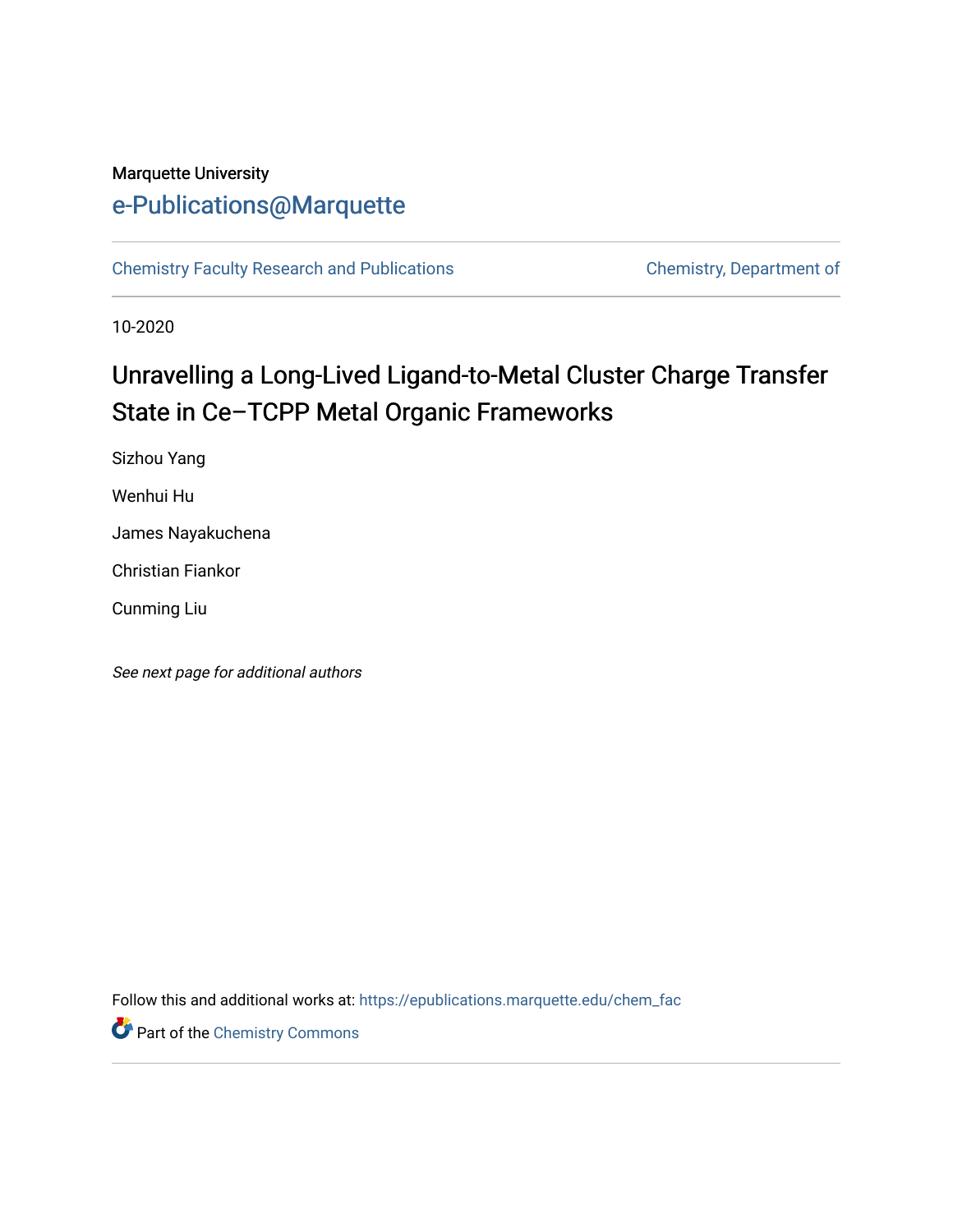Marquette University

# e-Publications@Marquette

Chemistry Faculty Research and Publications — Chemistry, Department of

10-2020

## Unravelling a Long-Lived Ligand-to-Metal Cluster Charge Transfer State in Ce–TCPP Metal Organic Frameworks

Sizhou Yang

Wenhui Hu

James Nayakuchena

Christian Fiankor

Cunming Liu

*See next page for additional authors*

Follow this and additional works at: https://epublications.marquette.edu/chem_fac

Part of the Chemistry Commons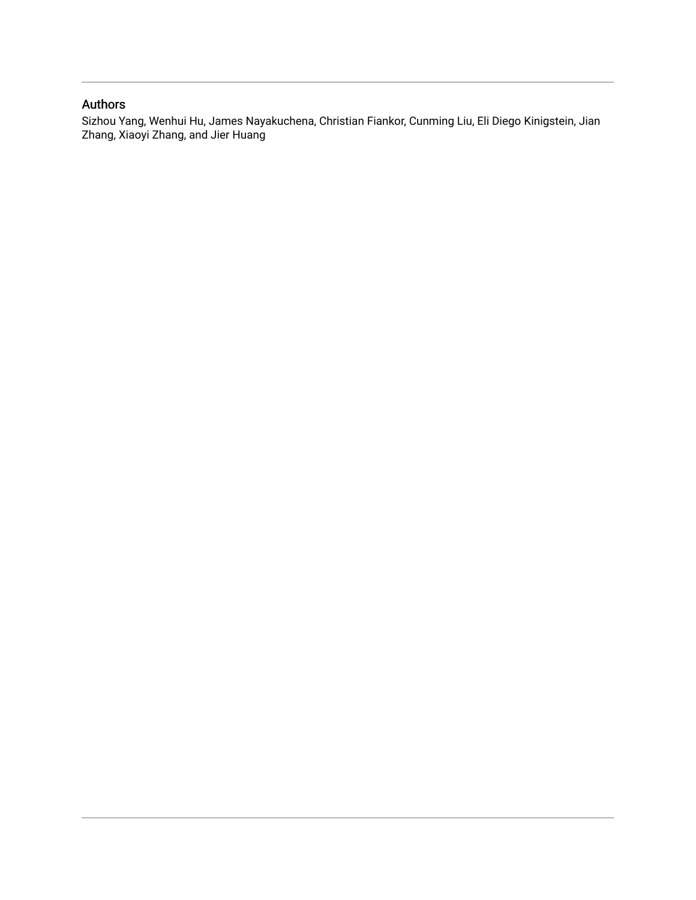## Authors

Sizhou Yang, Wenhui Hu, James Nayakuchena, Christian Fiankor, Cunming Liu, Eli Diego Kinigstein, Jian Zhang, Xiaoyi Zhang, and Jier Huang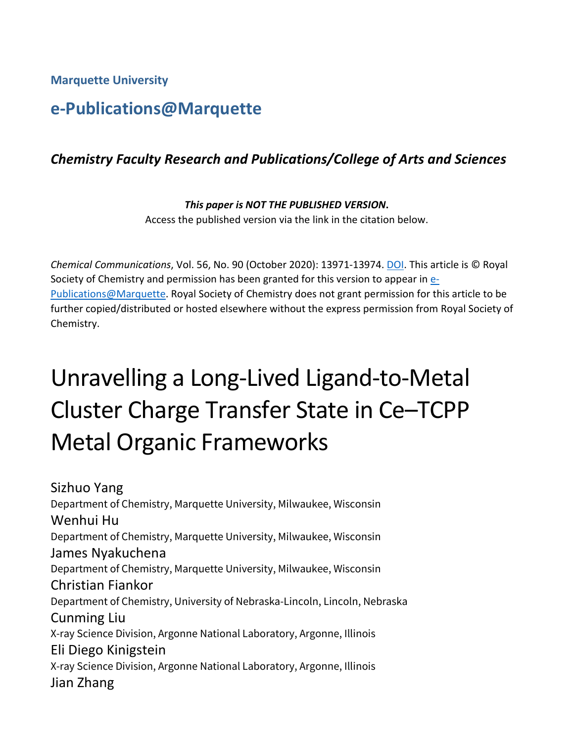Marquette University

# e-Publications@Marquette

### *Chemistry Faculty Research and Publications/College of Arts and Sciences*

***This paper is NOT THE PUBLISHED VERSION*.**
Access the published version via the link in the citation below.

*Chemical Communications*, Vol. 56, No. 90 (October 2020): 13971-13974. DOI. This article is © Royal Society of Chemistry and permission has been granted for this version to appear in e-Publications@Marquette. Royal Society of Chemistry does not grant permission for this article to be further copied/distributed or hosted elsewhere without the express permission from Royal Society of Chemistry.

# Unravelling a Long-Lived Ligand-to-Metal Cluster Charge Transfer State in Ce–TCPP Metal Organic Frameworks

Sizhuo Yang
Department of Chemistry, Marquette University, Milwaukee, Wisconsin

Wenhui Hu
Department of Chemistry, Marquette University, Milwaukee, Wisconsin

James Nyakuchena
Department of Chemistry, Marquette University, Milwaukee, Wisconsin

Christian Fiankor
Department of Chemistry, University of Nebraska-Lincoln, Lincoln, Nebraska

Cunming Liu
X-ray Science Division, Argonne National Laboratory, Argonne, Illinois

Eli Diego Kinigstein
X-ray Science Division, Argonne National Laboratory, Argonne, Illinois

Jian Zhang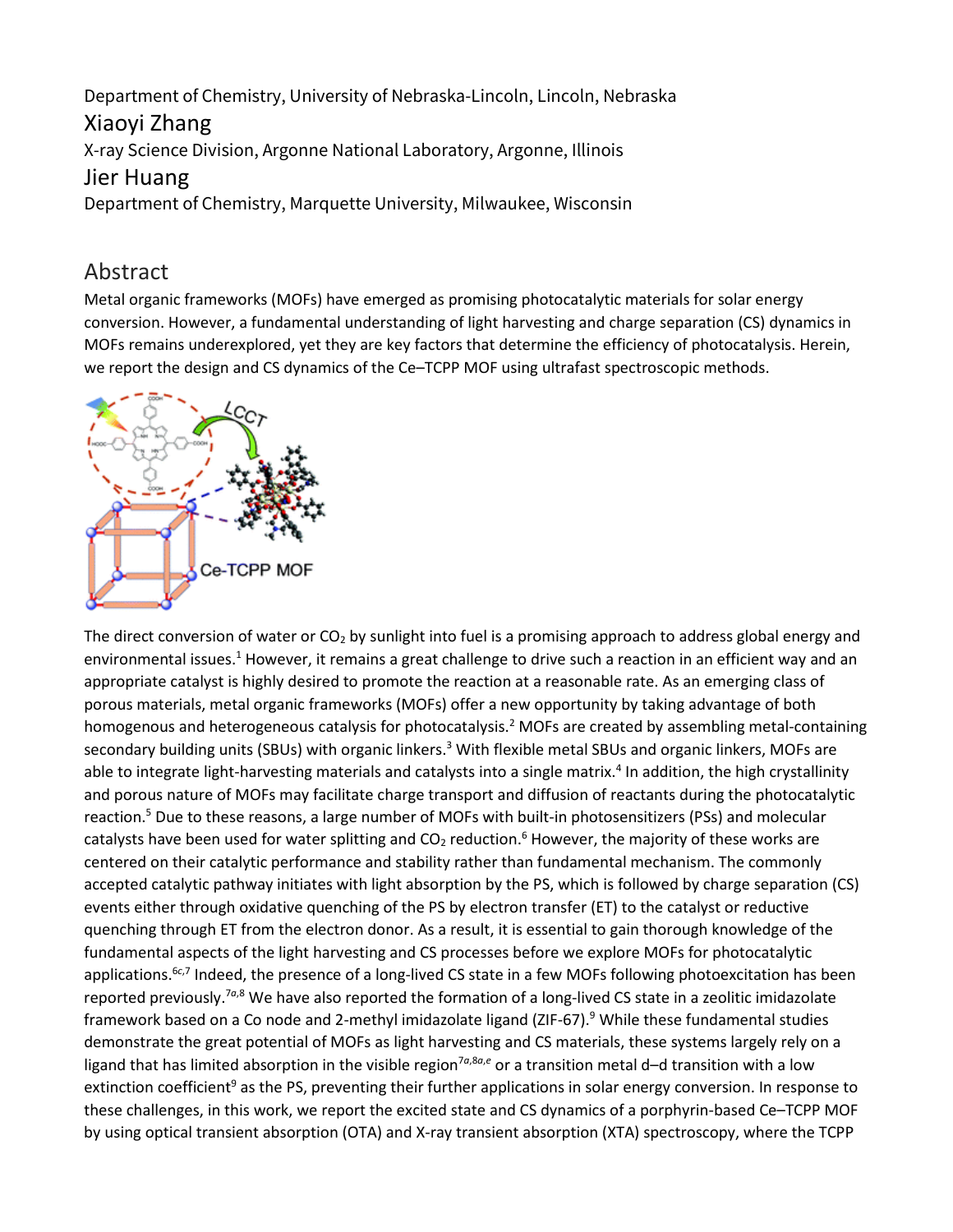Department of Chemistry, University of Nebraska-Lincoln, Lincoln, Nebraska

Xiaoyi Zhang

X-ray Science Division, Argonne National Laboratory, Argonne, Illinois

Jier Huang

Department of Chemistry, Marquette University, Milwaukee, Wisconsin

## Abstract

Metal organic frameworks (MOFs) have emerged as promising photocatalytic materials for solar energy conversion. However, a fundamental understanding of light harvesting and charge separation (CS) dynamics in MOFs remains underexplored, yet they are key factors that determine the efficiency of photocatalysis. Herein, we report the design and CS dynamics of the Ce–TCPP MOF using ultrafast spectroscopic methods.

The direct conversion of water or $CO_2$ by sunlight into fuel is a promising approach to address global energy and environmental issues.[1] However, it remains a great challenge to drive such a reaction in an efficient way and an appropriate catalyst is highly desired to promote the reaction at a reasonable rate. As an emerging class of porous materials, metal organic frameworks (MOFs) offer a new opportunity by taking advantage of both homogenous and heterogeneous catalysis for photocatalysis.[2] MOFs are created by assembling metal-containing secondary building units (SBUs) with organic linkers.[3] With flexible metal SBUs and organic linkers, MOFs are able to integrate light-harvesting materials and catalysts into a single matrix.[4] In addition, the high crystallinity and porous nature of MOFs may facilitate charge transport and diffusion of reactants during the photocatalytic reaction.[5] Due to these reasons, a large number of MOFs with built-in photosensitizers (PSs) and molecular catalysts have been used for water splitting and $CO_2$ reduction.[6] However, the majority of these works are centered on their catalytic performance and stability rather than fundamental mechanism. The commonly accepted catalytic pathway initiates with light absorption by the PS, which is followed by charge separation (CS) events either through oxidative quenching of the PS by electron transfer (ET) to the catalyst or reductive quenching through ET from the electron donor. As a result, it is essential to gain thorough knowledge of the fundamental aspects of the light harvesting and CS processes before we explore MOFs for photocatalytic applications.[6c,7] Indeed, the presence of a long-lived CS state in a few MOFs following photoexcitation has been reported previously.[7a,8] We have also reported the formation of a long-lived CS state in a zeolitic imidazolate framework based on a Co node and 2-methyl imidazolate ligand (ZIF-67).[9] While these fundamental studies demonstrate the great potential of MOFs as light harvesting and CS materials, these systems largely rely on a ligand that has limited absorption in the visible region[7a,8a,e] or a transition metal d–d transition with a low extinction coefficient[9] as the PS, preventing their further applications in solar energy conversion. In response to these challenges, in this work, we report the excited state and CS dynamics of a porphyrin-based Ce–TCPP MOF by using optical transient absorption (OTA) and X-ray transient absorption (XTA) spectroscopy, where the TCPP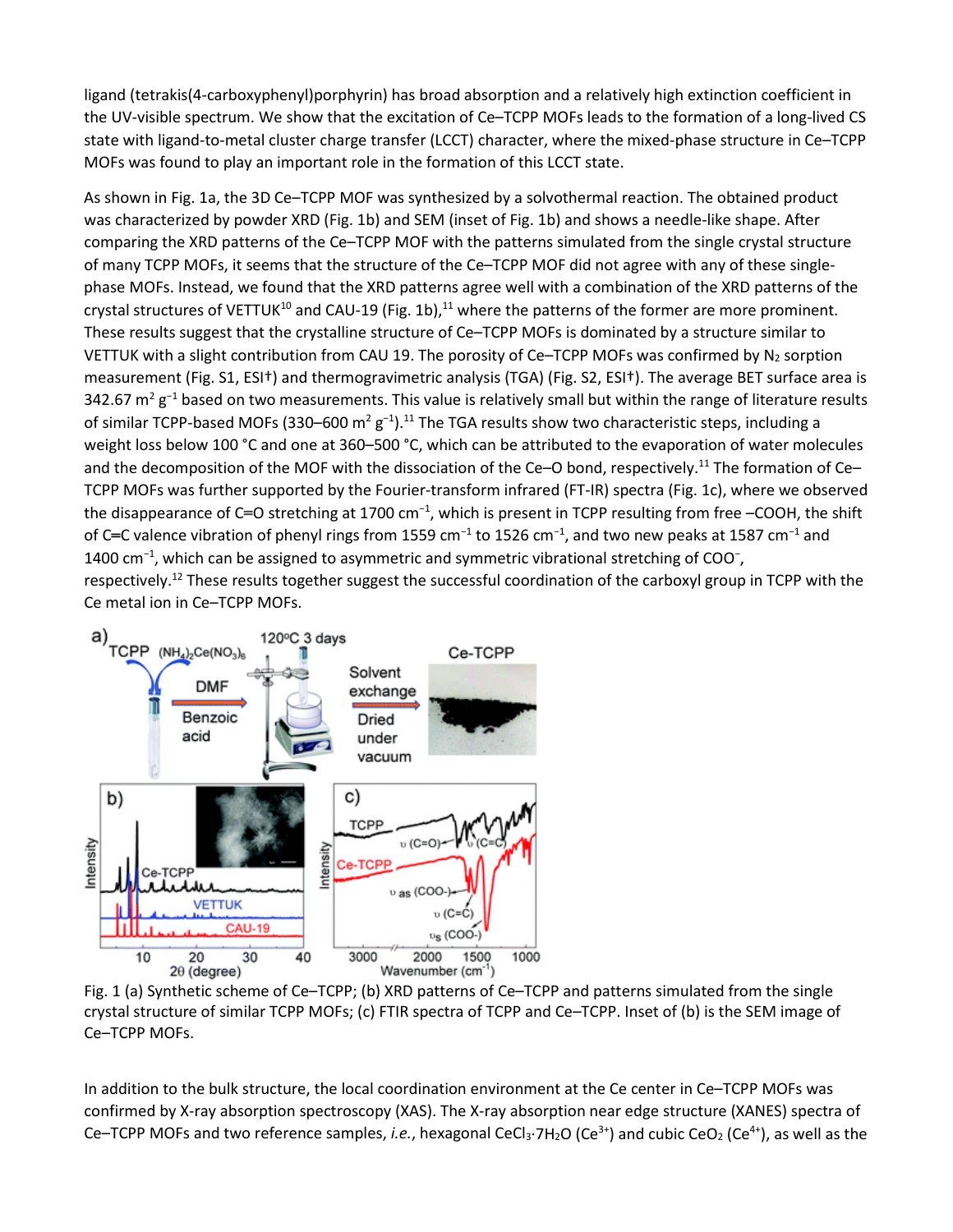ligand (tetrakis(4-carboxyphenyl)porphyrin) has broad absorption and a relatively high extinction coefficient in the UV-visible spectrum. We show that the excitation of Ce–TCPP MOFs leads to the formation of a long-lived CS state with ligand-to-metal cluster charge transfer (LCCT) character, where the mixed-phase structure in Ce–TCPP MOFs was found to play an important role in the formation of this LCCT state.

As shown in Fig. 1a, the 3D Ce–TCPP MOF was synthesized by a solvothermal reaction. The obtained product was characterized by powder XRD (Fig. 1b) and SEM (inset of Fig. 1b) and shows a needle-like shape. After comparing the XRD patterns of the Ce–TCPP MOF with the patterns simulated from the single crystal structure of many TCPP MOFs, it seems that the structure of the Ce–TCPP MOF did not agree with any of these single-phase MOFs. Instead, we found that the XRD patterns agree well with a combination of the XRD patterns of the crystal structures of VETTUK[10] and CAU-19 (Fig. 1b),[11] where the patterns of the former are more prominent. These results suggest that the crystalline structure of Ce–TCPP MOFs is dominated by a structure similar to VETTUK with a slight contribution from CAU 19. The porosity of Ce–TCPP MOFs was confirmed by $N_2$ sorption measurement (Fig. S1, ESI†) and thermogravimetric analysis (TGA) (Fig. S2, ESI†). The average BET surface area is 342.67 $m^2\ g^{-1}$ based on two measurements. This value is relatively small but within the range of literature results of similar TCPP-based MOFs (330–600 $m^2\ g^{-1}$).[11] The TGA results show two characteristic steps, including a weight loss below 100 °C and one at 360–500 °C, which can be attributed to the evaporation of water molecules and the decomposition of the MOF with the dissociation of the Ce–O bond, respectively.[11] The formation of Ce–TCPP MOFs was further supported by the Fourier-transform infrared (FT-IR) spectra (Fig. 1c), where we observed the disappearance of C═O stretching at 1700 $cm^{-1}$, which is present in TCPP resulting from free –COOH, the shift of C═C valence vibration of phenyl rings from 1559 $cm^{-1}$ to 1526 $cm^{-1}$, and two new peaks at 1587 $cm^{-1}$ and 1400 $cm^{-1}$, which can be assigned to asymmetric and symmetric vibrational stretching of $COO^-$, respectively.[12] These results together suggest the successful coordination of the carboxyl group in TCPP with the Ce metal ion in Ce–TCPP MOFs.

Fig. 1 (a) Synthetic scheme of Ce–TCPP; (b) XRD patterns of Ce–TCPP and patterns simulated from the single crystal structure of similar TCPP MOFs; (c) FTIR spectra of TCPP and Ce–TCPP. Inset of (b) is the SEM image of Ce–TCPP MOFs.

In addition to the bulk structure, the local coordination environment at the Ce center in Ce–TCPP MOFs was confirmed by X-ray absorption spectroscopy (XAS). The X-ray absorption near edge structure (XANES) spectra of Ce–TCPP MOFs and two reference samples, *i.e.*, hexagonal $CeCl_3{\cdot}7H_2O$ ($Ce^{3+}$) and cubic $CeO_2$ ($Ce^{4+}$), as well as the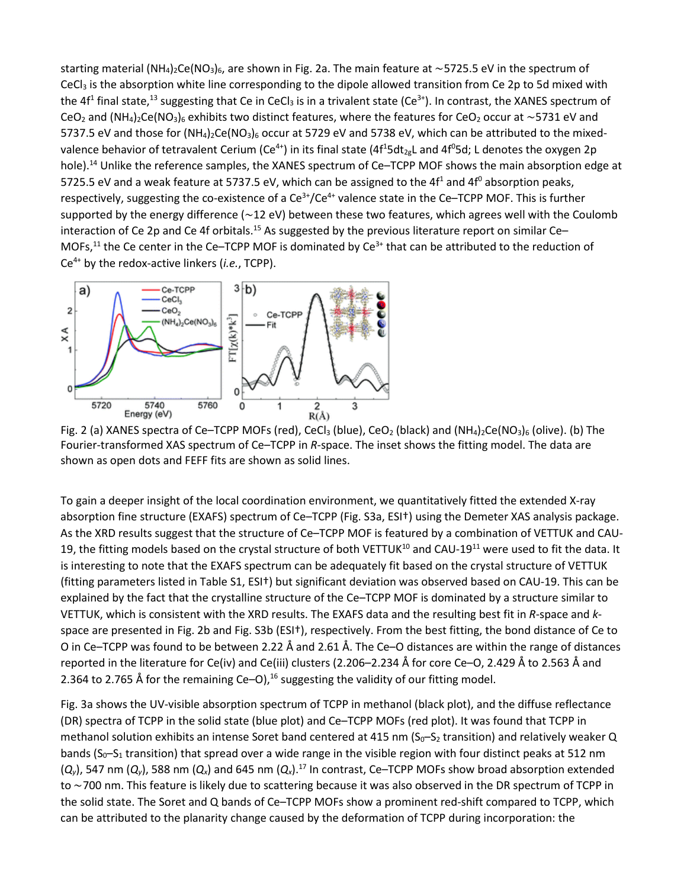starting material $(NH_4)_2Ce(NO_3)_6$, are shown in Fig. 2a. The main feature at ~5725.5 eV in the spectrum of $CeCl_3$ is the absorption white line corresponding to the dipole allowed transition from Ce 2p to 5d mixed with the $4f^1$ final state,[13] suggesting that Ce in $CeCl_3$ is in a trivalent state ($Ce^{3+}$). In contrast, the XANES spectrum of $CeO_2$ and $(NH_4)_2Ce(NO_3)_6$ exhibits two distinct features, where the features for $CeO_2$ occur at ~5731 eV and 5737.5 eV and those for $(NH_4)_2Ce(NO_3)_6$ occur at 5729 eV and 5738 eV, which can be attributed to the mixed-valence behavior of tetravalent Cerium ($Ce^{4+}$) in its final state ($4f^1 5dt_{2g}L$ and $4f^0 5d$; L denotes the oxygen 2p hole).[14] Unlike the reference samples, the XANES spectrum of Ce–TCPP MOF shows the main absorption edge at 5725.5 eV and a weak feature at 5737.5 eV, which can be assigned to the $4f^1$ and $4f^0$ absorption peaks, respectively, suggesting the co-existence of a $Ce^{3+}/Ce^{4+}$ valence state in the Ce–TCPP MOF. This is further supported by the energy difference (~12 eV) between these two features, which agrees well with the Coulomb interaction of Ce 2p and Ce 4f orbitals.[15] As suggested by the previous literature report on similar Ce–MOFs,[11] the Ce center in the Ce–TCPP MOF is dominated by $Ce^{3+}$ that can be attributed to the reduction of $Ce^{4+}$ by the redox-active linkers (*i.e.*, TCPP).

Fig. 2 (a) XANES spectra of Ce–TCPP MOFs (red), $CeCl_3$ (blue), $CeO_2$ (black) and $(NH_4)_2Ce(NO_3)_6$ (olive). (b) The Fourier-transformed XAS spectrum of Ce–TCPP in *R*-space. The inset shows the fitting model. The data are shown as open dots and FEFF fits are shown as solid lines.

To gain a deeper insight of the local coordination environment, we quantitatively fitted the extended X-ray absorption fine structure (EXAFS) spectrum of Ce–TCPP (Fig. S3a, ESI†) using the Demeter XAS analysis package. As the XRD results suggest that the structure of Ce–TCPP MOF is featured by a combination of VETTUK and CAU-19, the fitting models based on the crystal structure of both VETTUK[10] and CAU-19[11] were used to fit the data. It is interesting to note that the EXAFS spectrum can be adequately fit based on the crystal structure of VETTUK (fitting parameters listed in Table S1, ESI†) but significant deviation was observed based on CAU-19. This can be explained by the fact that the crystalline structure of the Ce–TCPP MOF is dominated by a structure similar to VETTUK, which is consistent with the XRD results. The EXAFS data and the resulting best fit in *R*-space and *k*-space are presented in Fig. 2b and Fig. S3b (ESI†), respectively. From the best fitting, the bond distance of Ce to O in Ce–TCPP was found to be between 2.22 Å and 2.61 Å. The Ce–O distances are within the range of distances reported in the literature for Ce(iv) and Ce(iii) clusters (2.206–2.234 Å for core Ce–O, 2.429 Å to 2.563 Å and 2.364 to 2.765 Å for the remaining Ce–O),[16] suggesting the validity of our fitting model.

Fig. 3a shows the UV-visible absorption spectrum of TCPP in methanol (black plot), and the diffuse reflectance (DR) spectra of TCPP in the solid state (blue plot) and Ce–TCPP MOFs (red plot). It was found that TCPP in methanol solution exhibits an intense Soret band centered at 415 nm ($S_0$–$S_2$ transition) and relatively weaker Q bands ($S_0$–$S_1$ transition) that spread over a wide range in the visible region with four distinct peaks at 512 nm ($Q_y$), 547 nm ($Q_y$), 588 nm ($Q_x$) and 645 nm ($Q_x$).[17] In contrast, Ce–TCPP MOFs show broad absorption extended to ~700 nm. This feature is likely due to scattering because it was also observed in the DR spectrum of TCPP in the solid state. The Soret and Q bands of Ce–TCPP MOFs show a prominent red-shift compared to TCPP, which can be attributed to the planarity change caused by the deformation of TCPP during incorporation: the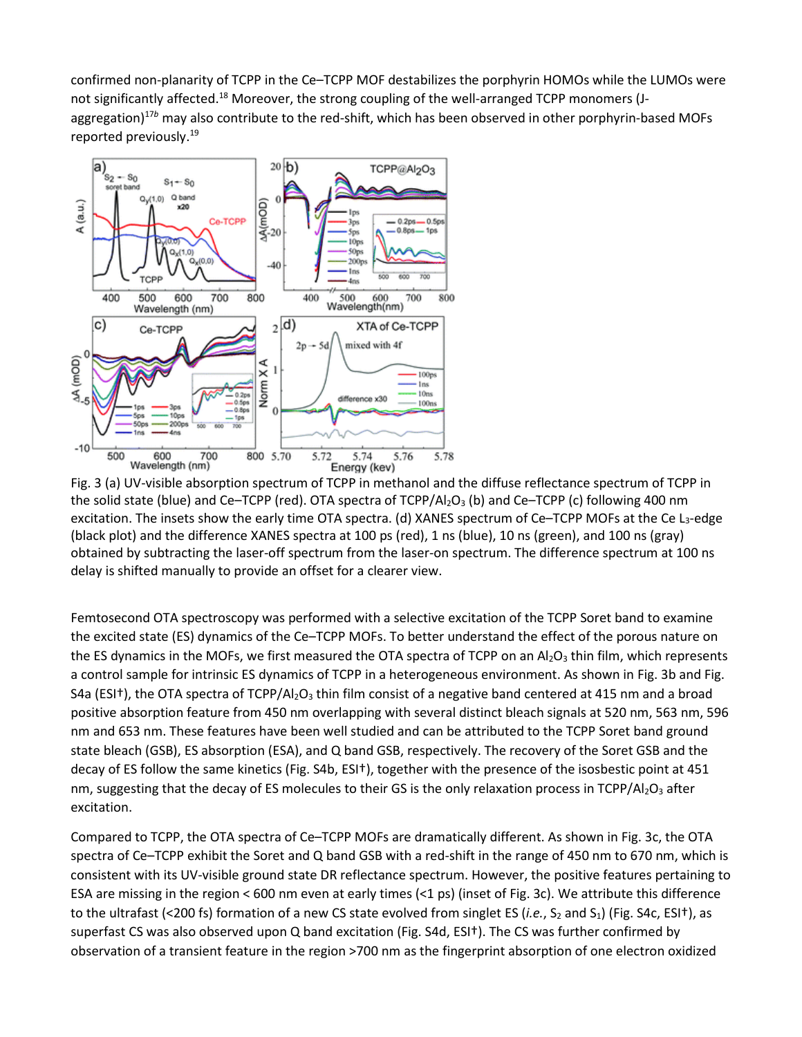confirmed non-planarity of TCPP in the Ce–TCPP MOF destabilizes the porphyrin HOMOs while the LUMOs were not significantly affected.[18] Moreover, the strong coupling of the well-arranged TCPP monomers (J-aggregation)[17b] may also contribute to the red-shift, which has been observed in other porphyrin-based MOFs reported previously.[19]

Fig. 3 (a) UV-visible absorption spectrum of TCPP in methanol and the diffuse reflectance spectrum of TCPP in the solid state (blue) and Ce–TCPP (red). OTA spectra of TCPP/$Al_2O_3$ (b) and Ce–TCPP (c) following 400 nm excitation. The insets show the early time OTA spectra. (d) XANES spectrum of Ce–TCPP MOFs at the Ce $L_3$-edge (black plot) and the difference XANES spectra at 100 ps (red), 1 ns (blue), 10 ns (green), and 100 ns (gray) obtained by subtracting the laser-off spectrum from the laser-on spectrum. The difference spectrum at 100 ns delay is shifted manually to provide an offset for a clearer view.

Femtosecond OTA spectroscopy was performed with a selective excitation of the TCPP Soret band to examine the excited state (ES) dynamics of the Ce–TCPP MOFs. To better understand the effect of the porous nature on the ES dynamics in the MOFs, we first measured the OTA spectra of TCPP on an $Al_2O_3$ thin film, which represents a control sample for intrinsic ES dynamics of TCPP in a heterogeneous environment. As shown in Fig. 3b and Fig. S4a (ESI†), the OTA spectra of TCPP/$Al_2O_3$ thin film consist of a negative band centered at 415 nm and a broad positive absorption feature from 450 nm overlapping with several distinct bleach signals at 520 nm, 563 nm, 596 nm and 653 nm. These features have been well studied and can be attributed to the TCPP Soret band ground state bleach (GSB), ES absorption (ESA), and Q band GSB, respectively. The recovery of the Soret GSB and the decay of ES follow the same kinetics (Fig. S4b, ESI†), together with the presence of the isosbestic point at 451 nm, suggesting that the decay of ES molecules to their GS is the only relaxation process in TCPP/$Al_2O_3$ after excitation.

Compared to TCPP, the OTA spectra of Ce–TCPP MOFs are dramatically different. As shown in Fig. 3c, the OTA spectra of Ce–TCPP exhibit the Soret and Q band GSB with a red-shift in the range of 450 nm to 670 nm, which is consistent with its UV-visible ground state DR reflectance spectrum. However, the positive features pertaining to ESA are missing in the region < 600 nm even at early times (<1 ps) (inset of Fig. 3c). We attribute this difference to the ultrafast (<200 fs) formation of a new CS state evolved from singlet ES (*i.e.*, $S_2$ and $S_1$) (Fig. S4c, ESI†), as superfast CS was also observed upon Q band excitation (Fig. S4d, ESI†). The CS was further confirmed by observation of a transient feature in the region >700 nm as the fingerprint absorption of one electron oxidized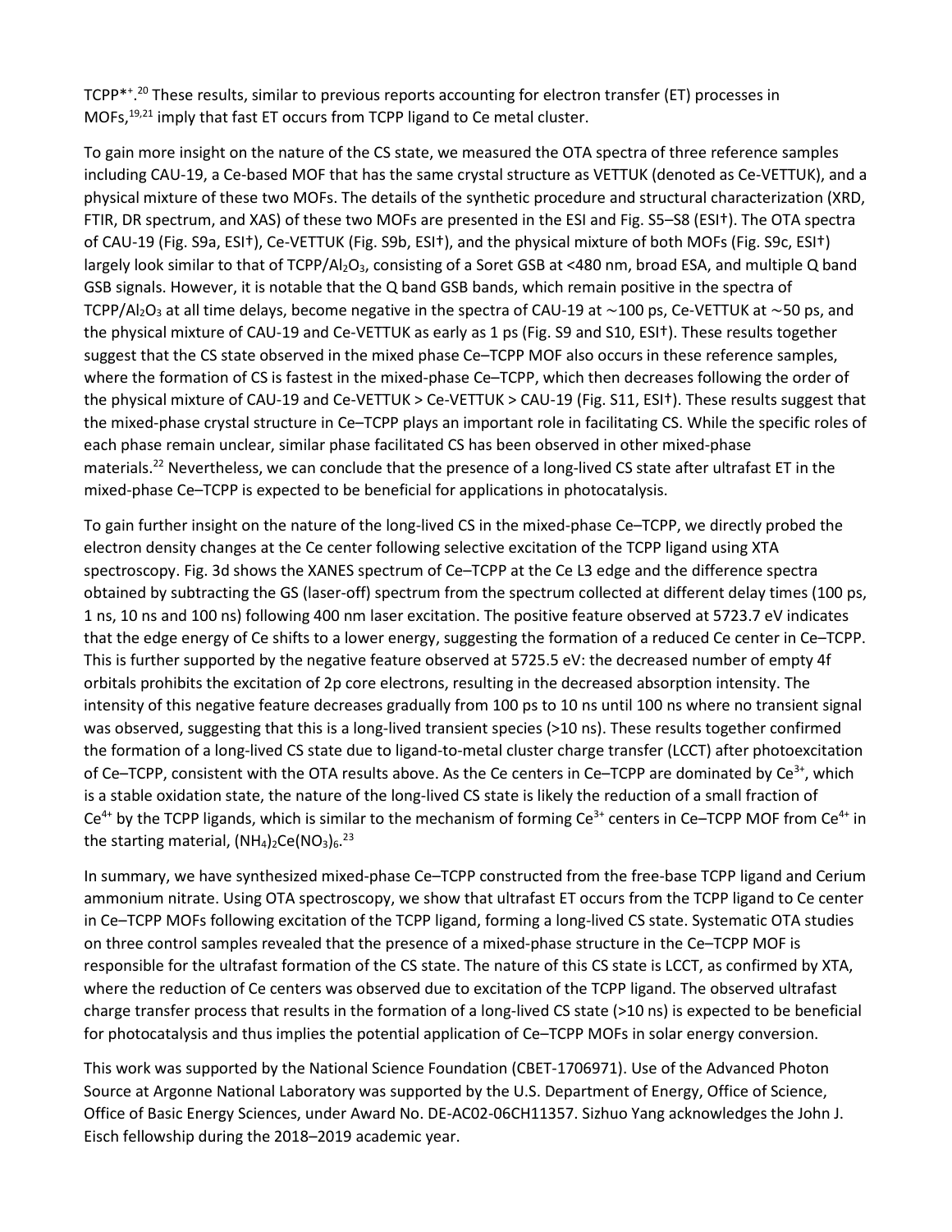TCPP*+.[20] These results, similar to previous reports accounting for electron transfer (ET) processes in MOFs,[19,21] imply that fast ET occurs from TCPP ligand to Ce metal cluster.

To gain more insight on the nature of the CS state, we measured the OTA spectra of three reference samples including CAU-19, a Ce-based MOF that has the same crystal structure as VETTUK (denoted as Ce-VETTUK), and a physical mixture of these two MOFs. The details of the synthetic procedure and structural characterization (XRD, FTIR, DR spectrum, and XAS) of these two MOFs are presented in the ESI and Fig. S5–S8 (ESI†). The OTA spectra of CAU-19 (Fig. S9a, ESI†), Ce-VETTUK (Fig. S9b, ESI†), and the physical mixture of both MOFs (Fig. S9c, ESI†) largely look similar to that of TCPP/$Al_2O_3$, consisting of a Soret GSB at <480 nm, broad ESA, and multiple Q band GSB signals. However, it is notable that the Q band GSB bands, which remain positive in the spectra of TCPP/$Al_2O_3$ at all time delays, become negative in the spectra of CAU-19 at ∼100 ps, Ce-VETTUK at ∼50 ps, and the physical mixture of CAU-19 and Ce-VETTUK as early as 1 ps (Fig. S9 and S10, ESI†). These results together suggest that the CS state observed in the mixed phase Ce–TCPP MOF also occurs in these reference samples, where the formation of CS is fastest in the mixed-phase Ce–TCPP, which then decreases following the order of the physical mixture of CAU-19 and Ce-VETTUK > Ce-VETTUK > CAU-19 (Fig. S11, ESI†). These results suggest that the mixed-phase crystal structure in Ce–TCPP plays an important role in facilitating CS. While the specific roles of each phase remain unclear, similar phase facilitated CS has been observed in other mixed-phase materials.[22] Nevertheless, we can conclude that the presence of a long-lived CS state after ultrafast ET in the mixed-phase Ce–TCPP is expected to be beneficial for applications in photocatalysis.

To gain further insight on the nature of the long-lived CS in the mixed-phase Ce–TCPP, we directly probed the electron density changes at the Ce center following selective excitation of the TCPP ligand using XTA spectroscopy. Fig. 3d shows the XANES spectrum of Ce–TCPP at the Ce L3 edge and the difference spectra obtained by subtracting the GS (laser-off) spectrum from the spectrum collected at different delay times (100 ps, 1 ns, 10 ns and 100 ns) following 400 nm laser excitation. The positive feature observed at 5723.7 eV indicates that the edge energy of Ce shifts to a lower energy, suggesting the formation of a reduced Ce center in Ce–TCPP. This is further supported by the negative feature observed at 5725.5 eV: the decreased number of empty 4f orbitals prohibits the excitation of 2p core electrons, resulting in the decreased absorption intensity. The intensity of this negative feature decreases gradually from 100 ps to 10 ns until 100 ns where no transient signal was observed, suggesting that this is a long-lived transient species (>10 ns). These results together confirmed the formation of a long-lived CS state due to ligand-to-metal cluster charge transfer (LCCT) after photoexcitation of Ce–TCPP, consistent with the OTA results above. As the Ce centers in Ce–TCPP are dominated by $Ce^{3+}$, which is a stable oxidation state, the nature of the long-lived CS state is likely the reduction of a small fraction of $Ce^{4+}$ by the TCPP ligands, which is similar to the mechanism of forming $Ce^{3+}$ centers in Ce–TCPP MOF from $Ce^{4+}$ in the starting material, $(NH_4)_2Ce(NO_3)_6$.[23]

In summary, we have synthesized mixed-phase Ce–TCPP constructed from the free-base TCPP ligand and Cerium ammonium nitrate. Using OTA spectroscopy, we show that ultrafast ET occurs from the TCPP ligand to Ce center in Ce–TCPP MOFs following excitation of the TCPP ligand, forming a long-lived CS state. Systematic OTA studies on three control samples revealed that the presence of a mixed-phase structure in the Ce–TCPP MOF is responsible for the ultrafast formation of the CS state. The nature of this CS state is LCCT, as confirmed by XTA, where the reduction of Ce centers was observed due to excitation of the TCPP ligand. The observed ultrafast charge transfer process that results in the formation of a long-lived CS state (>10 ns) is expected to be beneficial for photocatalysis and thus implies the potential application of Ce–TCPP MOFs in solar energy conversion.

This work was supported by the National Science Foundation (CBET-1706971). Use of the Advanced Photon Source at Argonne National Laboratory was supported by the U.S. Department of Energy, Office of Science, Office of Basic Energy Sciences, under Award No. DE-AC02-06CH11357. Sizhuo Yang acknowledges the John J. Eisch fellowship during the 2018–2019 academic year.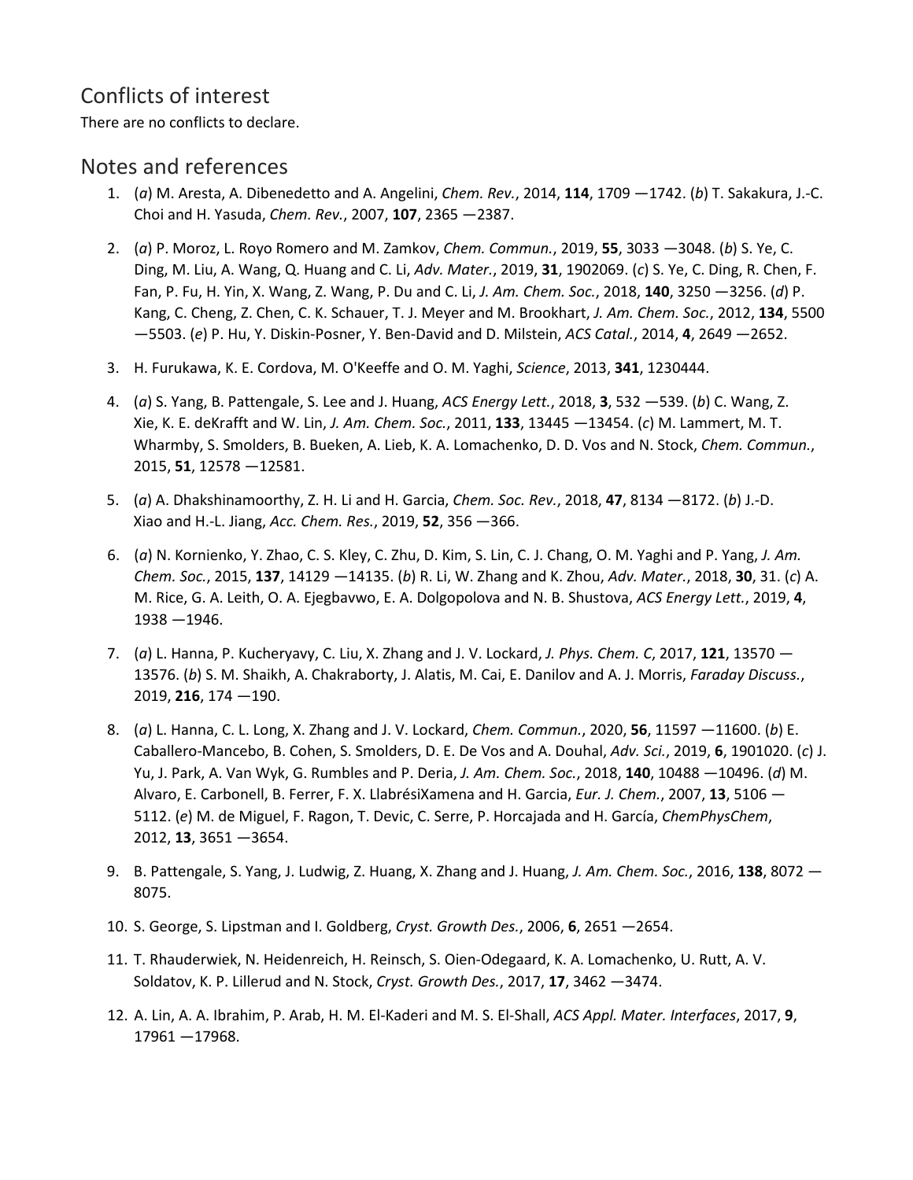## Conflicts of interest

There are no conflicts to declare.

## Notes and references

1. (*a*) M. Aresta, A. Dibenedetto and A. Angelini, *Chem. Rev.*, 2014, **114**, 1709 —1742. (*b*) T. Sakakura, J.-C. Choi and H. Yasuda, *Chem. Rev.*, 2007, **107**, 2365 —2387.

2. (*a*) P. Moroz, L. Royo Romero and M. Zamkov, *Chem. Commun.*, 2019, **55**, 3033 —3048. (*b*) S. Ye, C. Ding, M. Liu, A. Wang, Q. Huang and C. Li, *Adv. Mater.*, 2019, **31**, 1902069. (*c*) S. Ye, C. Ding, R. Chen, F. Fan, P. Fu, H. Yin, X. Wang, Z. Wang, P. Du and C. Li, *J. Am. Chem. Soc.*, 2018, **140**, 3250 —3256. (*d*) P. Kang, C. Cheng, Z. Chen, C. K. Schauer, T. J. Meyer and M. Brookhart, *J. Am. Chem. Soc.*, 2012, **134**, 5500 —5503. (*e*) P. Hu, Y. Diskin-Posner, Y. Ben-David and D. Milstein, *ACS Catal.*, 2014, **4**, 2649 —2652.

3. H. Furukawa, K. E. Cordova, M. O'Keeffe and O. M. Yaghi, *Science*, 2013, **341**, 1230444.

4. (*a*) S. Yang, B. Pattengale, S. Lee and J. Huang, *ACS Energy Lett.*, 2018, **3**, 532 —539. (*b*) C. Wang, Z. Xie, K. E. deKrafft and W. Lin, *J. Am. Chem. Soc.*, 2011, **133**, 13445 —13454. (*c*) M. Lammert, M. T. Wharmby, S. Smolders, B. Bueken, A. Lieb, K. A. Lomachenko, D. D. Vos and N. Stock, *Chem. Commun.*, 2015, **51**, 12578 —12581.

5. (*a*) A. Dhakshinamoorthy, Z. H. Li and H. Garcia, *Chem. Soc. Rev.*, 2018, **47**, 8134 —8172. (*b*) J.-D. Xiao and H.-L. Jiang, *Acc. Chem. Res.*, 2019, **52**, 356 —366.

6. (*a*) N. Kornienko, Y. Zhao, C. S. Kley, C. Zhu, D. Kim, S. Lin, C. J. Chang, O. M. Yaghi and P. Yang, *J. Am. Chem. Soc.*, 2015, **137**, 14129 —14135. (*b*) R. Li, W. Zhang and K. Zhou, *Adv. Mater.*, 2018, **30**, 31. (*c*) A. M. Rice, G. A. Leith, O. A. Ejegbavwo, E. A. Dolgopolova and N. B. Shustova, *ACS Energy Lett.*, 2019, **4**, 1938 —1946.

7. (*a*) L. Hanna, P. Kucheryavy, C. Liu, X. Zhang and J. V. Lockard, *J. Phys. Chem. C*, 2017, **121**, 13570 —13576. (*b*) S. M. Shaikh, A. Chakraborty, J. Alatis, M. Cai, E. Danilov and A. J. Morris, *Faraday Discuss.*, 2019, **216**, 174 —190.

8. (*a*) L. Hanna, C. L. Long, X. Zhang and J. V. Lockard, *Chem. Commun.*, 2020, **56**, 11597 —11600. (*b*) E. Caballero-Mancebo, B. Cohen, S. Smolders, D. E. De Vos and A. Douhal, *Adv. Sci.*, 2019, **6**, 1901020. (*c*) J. Yu, J. Park, A. Van Wyk, G. Rumbles and P. Deria, *J. Am. Chem. Soc.*, 2018, **140**, 10488 —10496. (*d*) M. Alvaro, E. Carbonell, B. Ferrer, F. X. LlabrésiXamena and H. Garcia, *Eur. J. Chem.*, 2007, **13**, 5106 —5112. (*e*) M. de Miguel, F. Ragon, T. Devic, C. Serre, P. Horcajada and H. García, *ChemPhysChem*, 2012, **13**, 3651 —3654.

9. B. Pattengale, S. Yang, J. Ludwig, Z. Huang, X. Zhang and J. Huang, *J. Am. Chem. Soc.*, 2016, **138**, 8072 —8075.

10. S. George, S. Lipstman and I. Goldberg, *Cryst. Growth Des.*, 2006, **6**, 2651 —2654.

11. T. Rhauderwiek, N. Heidenreich, H. Reinsch, S. Oien-Odegaard, K. A. Lomachenko, U. Rutt, A. V. Soldatov, K. P. Lillerud and N. Stock, *Cryst. Growth Des.*, 2017, **17**, 3462 —3474.

12. A. Lin, A. A. Ibrahim, P. Arab, H. M. El-Kaderi and M. S. El-Shall, *ACS Appl. Mater. Interfaces*, 2017, **9**, 17961 —17968.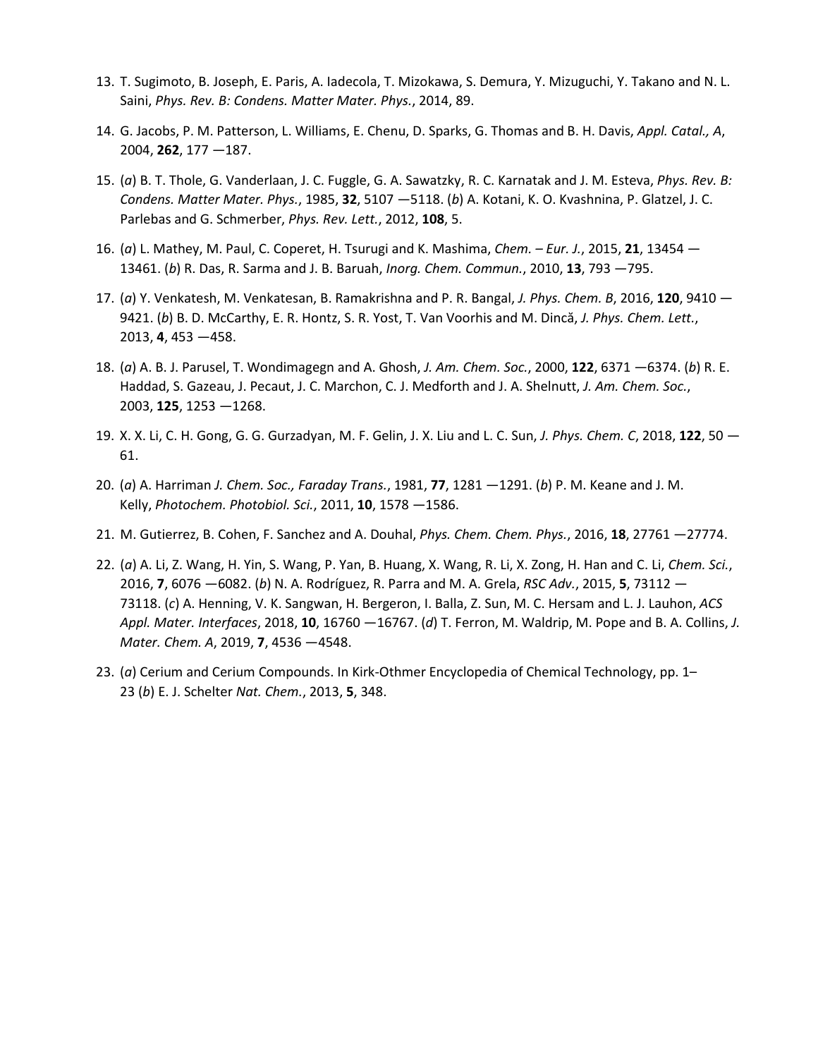13. T. Sugimoto, B. Joseph, E. Paris, A. Iadecola, T. Mizokawa, S. Demura, Y. Mizuguchi, Y. Takano and N. L. Saini, *Phys. Rev. B: Condens. Matter Mater. Phys.*, 2014, 89.
14. G. Jacobs, P. M. Patterson, L. Williams, E. Chenu, D. Sparks, G. Thomas and B. H. Davis, *Appl. Catal., A*, 2004, **262**, 177 —187.
15. (*a*) B. T. Thole, G. Vanderlaan, J. C. Fuggle, G. A. Sawatzky, R. C. Karnatak and J. M. Esteva, *Phys. Rev. B: Condens. Matter Mater. Phys.*, 1985, **32**, 5107 —5118. (*b*) A. Kotani, K. O. Kvashnina, P. Glatzel, J. C. Parlebas and G. Schmerber, *Phys. Rev. Lett.*, 2012, **108**, 5.
16. (*a*) L. Mathey, M. Paul, C. Coperet, H. Tsurugi and K. Mashima, *Chem. – Eur. J.*, 2015, **21**, 13454 —13461. (*b*) R. Das, R. Sarma and J. B. Baruah, *Inorg. Chem. Commun.*, 2010, **13**, 793 —795.
17. (*a*) Y. Venkatesh, M. Venkatesan, B. Ramakrishna and P. R. Bangal, *J. Phys. Chem. B*, 2016, **120**, 9410 —9421. (*b*) B. D. McCarthy, E. R. Hontz, S. R. Yost, T. Van Voorhis and M. Dincă, *J. Phys. Chem. Lett.*, 2013, **4**, 453 —458.
18. (*a*) A. B. J. Parusel, T. Wondimagegn and A. Ghosh, *J. Am. Chem. Soc.*, 2000, **122**, 6371 —6374. (*b*) R. E. Haddad, S. Gazeau, J. Pecaut, J. C. Marchon, C. J. Medforth and J. A. Shelnutt, *J. Am. Chem. Soc.*, 2003, **125**, 1253 —1268.
19. X. X. Li, C. H. Gong, G. G. Gurzadyan, M. F. Gelin, J. X. Liu and L. C. Sun, *J. Phys. Chem. C*, 2018, **122**, 50 —61.
20. (*a*) A. Harriman *J. Chem. Soc., Faraday Trans.*, 1981, **77**, 1281 —1291. (*b*) P. M. Keane and J. M. Kelly, *Photochem. Photobiol. Sci.*, 2011, **10**, 1578 —1586.
21. M. Gutierrez, B. Cohen, F. Sanchez and A. Douhal, *Phys. Chem. Chem. Phys.*, 2016, **18**, 27761 —27774.
22. (*a*) A. Li, Z. Wang, H. Yin, S. Wang, P. Yan, B. Huang, X. Wang, R. Li, X. Zong, H. Han and C. Li, *Chem. Sci.*, 2016, **7**, 6076 —6082. (*b*) N. A. Rodríguez, R. Parra and M. A. Grela, *RSC Adv.*, 2015, **5**, 73112 —73118. (*c*) A. Henning, V. K. Sangwan, H. Bergeron, I. Balla, Z. Sun, M. C. Hersam and L. J. Lauhon, *ACS Appl. Mater. Interfaces*, 2018, **10**, 16760 —16767. (*d*) T. Ferron, M. Waldrip, M. Pope and B. A. Collins, *J. Mater. Chem. A*, 2019, **7**, 4536 —4548.
23. (*a*) Cerium and Cerium Compounds. In Kirk-Othmer Encyclopedia of Chemical Technology, pp. 1–23 (*b*) E. J. Schelter *Nat. Chem.*, 2013, **5**, 348.